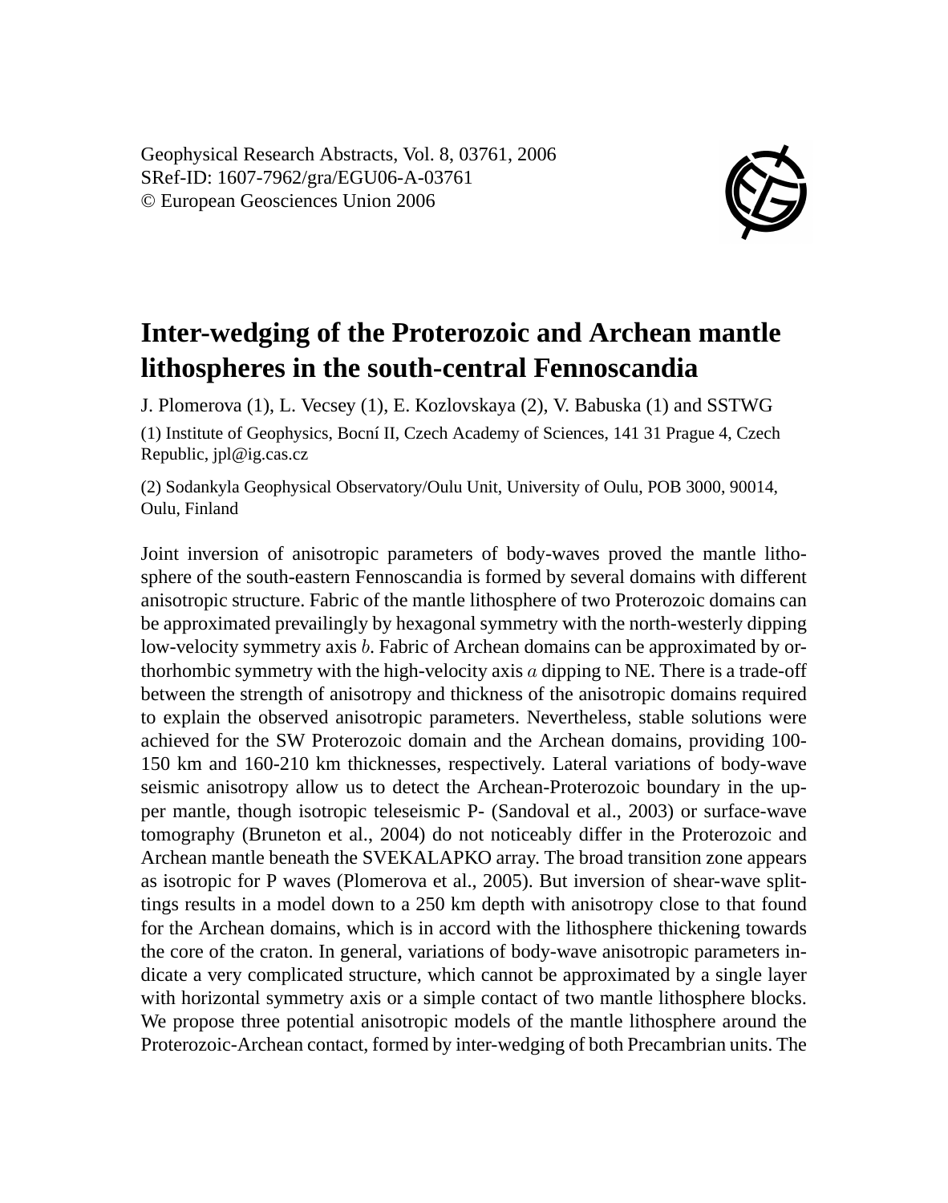Geophysical Research Abstracts, Vol. 8, 03761, 2006
SRef-ID: 1607-7962/gra/EGU06-A-03761
© European Geosciences Union 2006

# Inter-wedging of the Proterozoic and Archean mantle lithospheres in the south-central Fennoscandia

J. Plomerova (1), L. Vecsey (1), E. Kozlovskaya (2), V. Babuska (1) and SSTWG

(1) Institute of Geophysics, Bocní II, Czech Academy of Sciences, 141 31 Prague 4, Czech Republic, jpl@ig.cas.cz

(2) Sodankyla Geophysical Observatory/Oulu Unit, University of Oulu, POB 3000, 90014, Oulu, Finland

Joint inversion of anisotropic parameters of body-waves proved the mantle lithosphere of the south-eastern Fennoscandia is formed by several domains with different anisotropic structure. Fabric of the mantle lithosphere of two Proterozoic domains can be approximated prevailingly by hexagonal symmetry with the north-westerly dipping low-velocity symmetry axis $b$. Fabric of Archean domains can be approximated by orthorhombic symmetry with the high-velocity axis $a$ dipping to NE. There is a trade-off between the strength of anisotropy and thickness of the anisotropic domains required to explain the observed anisotropic parameters. Nevertheless, stable solutions were achieved for the SW Proterozoic domain and the Archean domains, providing 100-150 km and 160-210 km thicknesses, respectively. Lateral variations of body-wave seismic anisotropy allow us to detect the Archean-Proterozoic boundary in the upper mantle, though isotropic teleseismic P- (Sandoval et al., 2003) or surface-wave tomography (Bruneton et al., 2004) do not noticeably differ in the Proterozoic and Archean mantle beneath the SVEKALAPKO array. The broad transition zone appears as isotropic for P waves (Plomerova et al., 2005). But inversion of shear-wave splittings results in a model down to a 250 km depth with anisotropy close to that found for the Archean domains, which is in accord with the lithosphere thickening towards the core of the craton. In general, variations of body-wave anisotropic parameters indicate a very complicated structure, which cannot be approximated by a single layer with horizontal symmetry axis or a simple contact of two mantle lithosphere blocks. We propose three potential anisotropic models of the mantle lithosphere around the Proterozoic-Archean contact, formed by inter-wedging of both Precambrian units. The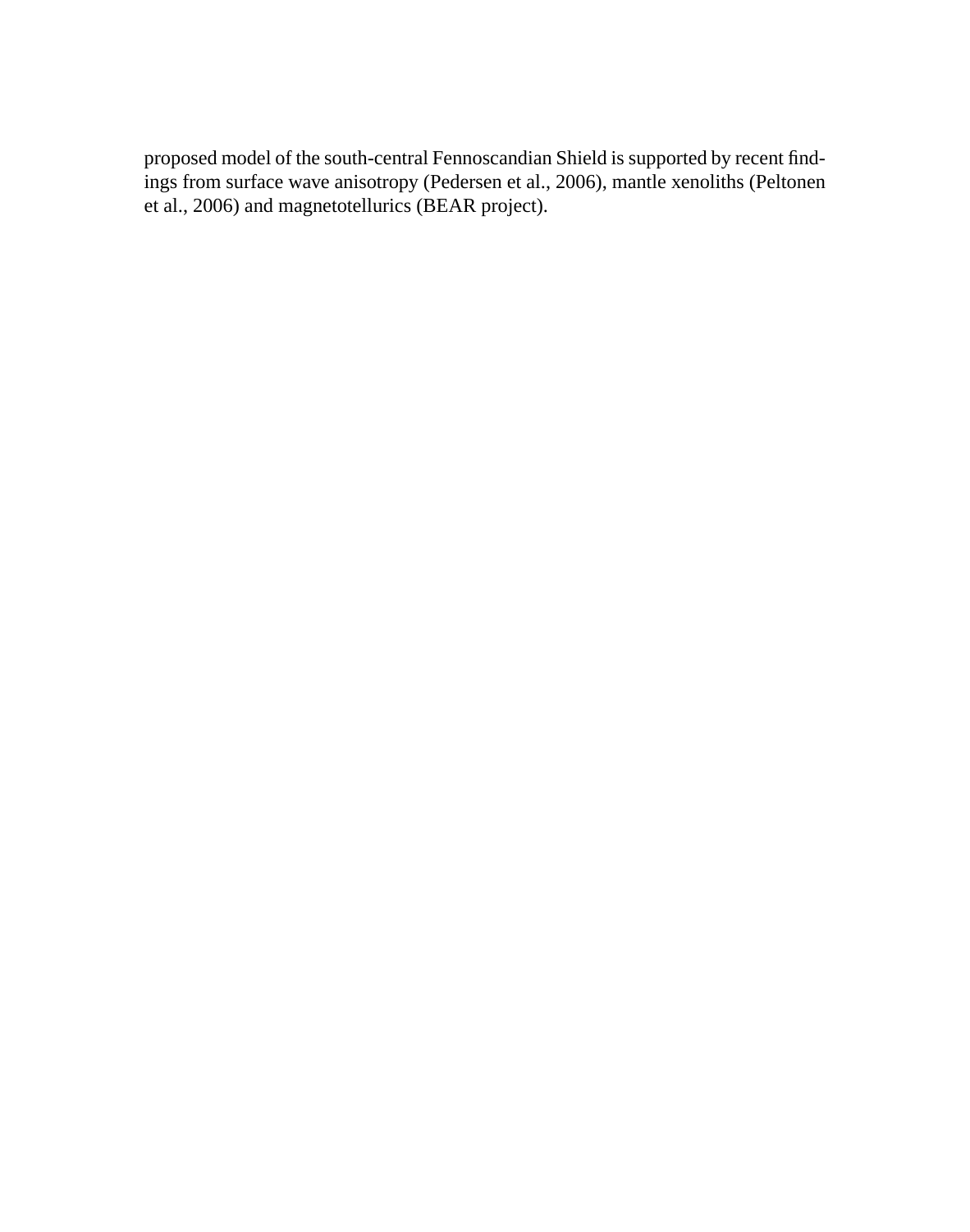proposed model of the south-central Fennoscandian Shield is supported by recent findings from surface wave anisotropy (Pedersen et al., 2006), mantle xenoliths (Peltonen et al., 2006) and magnetotellurics (BEAR project).